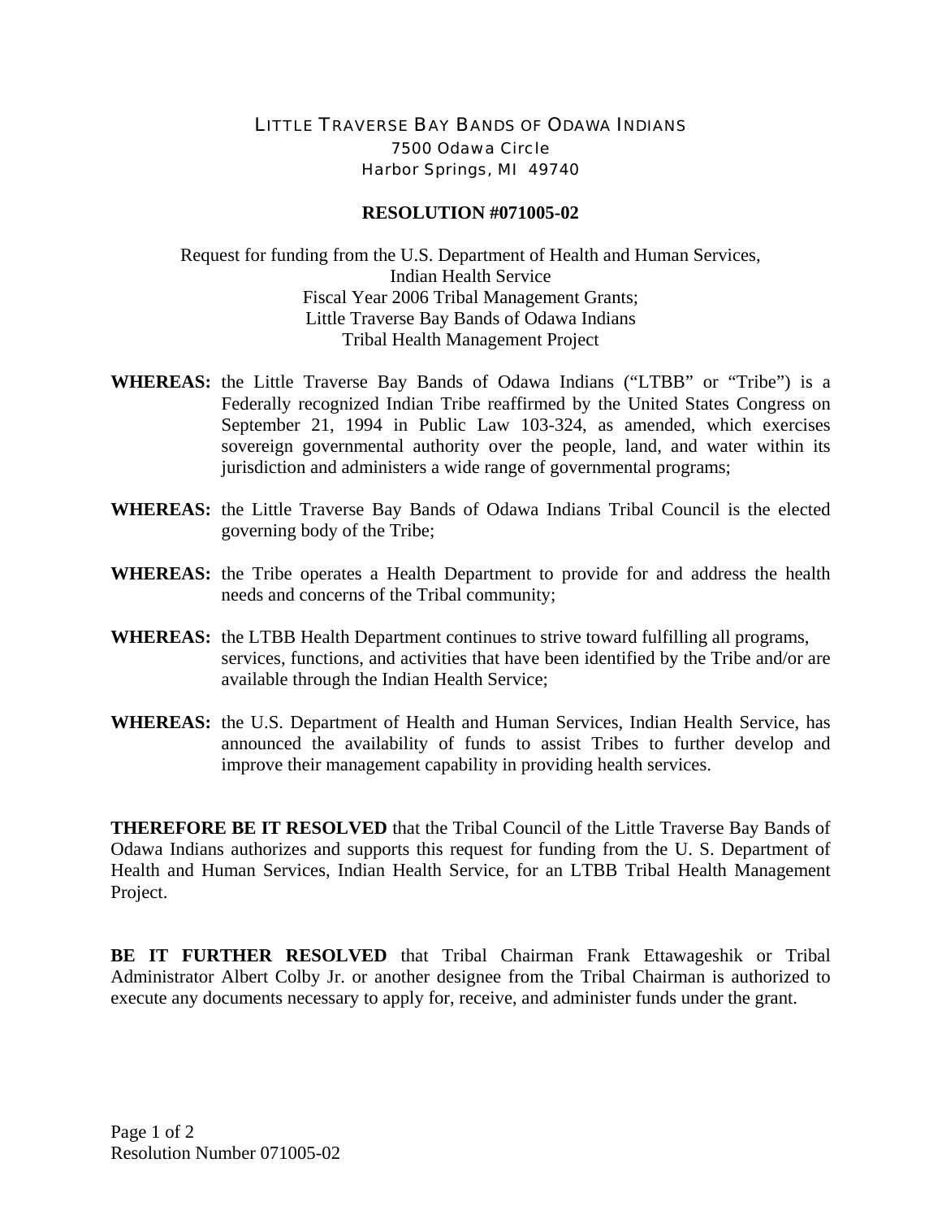LITTLE TRAVERSE BAY BANDS OF ODAWA INDIANS
7500 Odawa Circle
Harbor Springs, MI 49740

**RESOLUTION #071005-02**

Request for funding from the U.S. Department of Health and Human Services,
Indian Health Service
Fiscal Year 2006 Tribal Management Grants;
Little Traverse Bay Bands of Odawa Indians
Tribal Health Management Project

**WHEREAS:** the Little Traverse Bay Bands of Odawa Indians ("LTBB" or "Tribe") is a Federally recognized Indian Tribe reaffirmed by the United States Congress on September 21, 1994 in Public Law 103-324, as amended, which exercises sovereign governmental authority over the people, land, and water within its jurisdiction and administers a wide range of governmental programs;

**WHEREAS:** the Little Traverse Bay Bands of Odawa Indians Tribal Council is the elected governing body of the Tribe;

**WHEREAS:** the Tribe operates a Health Department to provide for and address the health needs and concerns of the Tribal community;

**WHEREAS:** the LTBB Health Department continues to strive toward fulfilling all programs, services, functions, and activities that have been identified by the Tribe and/or are available through the Indian Health Service;

**WHEREAS:** the U.S. Department of Health and Human Services, Indian Health Service, has announced the availability of funds to assist Tribes to further develop and improve their management capability in providing health services.

**THEREFORE BE IT RESOLVED** that the Tribal Council of the Little Traverse Bay Bands of Odawa Indians authorizes and supports this request for funding from the U. S. Department of Health and Human Services, Indian Health Service, for an LTBB Tribal Health Management Project.

**BE IT FURTHER RESOLVED** that Tribal Chairman Frank Ettawageshik or Tribal Administrator Albert Colby Jr. or another designee from the Tribal Chairman is authorized to execute any documents necessary to apply for, receive, and administer funds under the grant.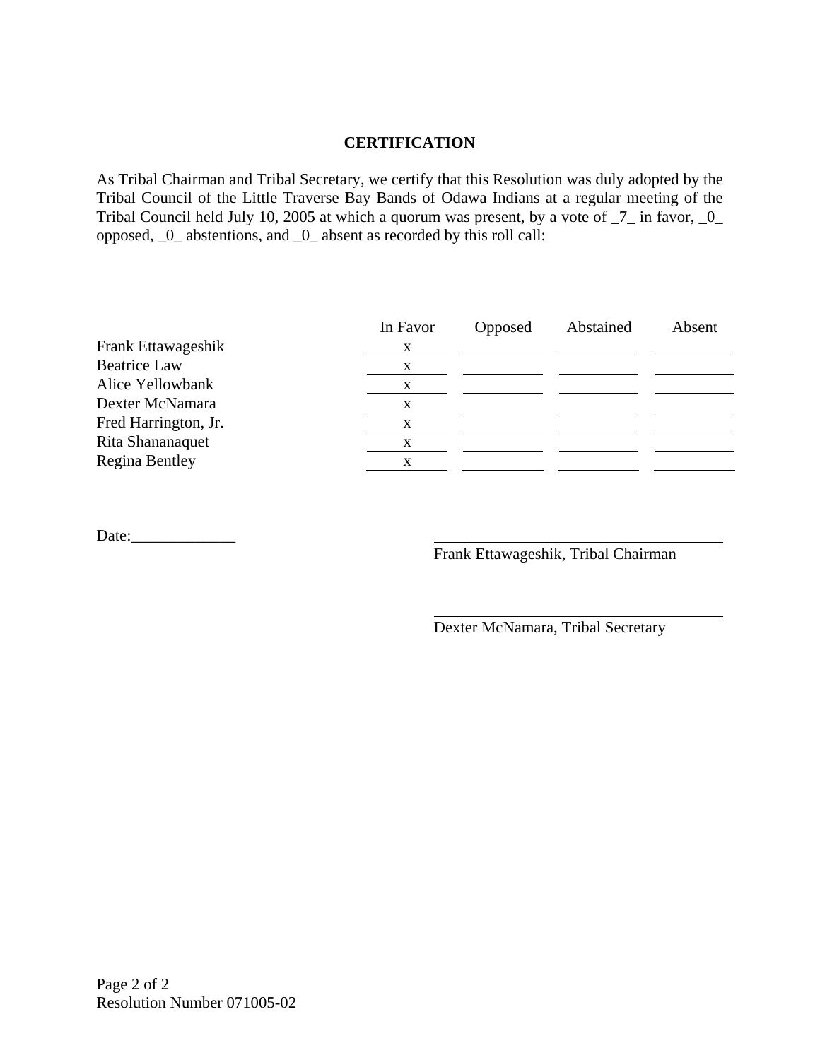## CERTIFICATION

As Tribal Chairman and Tribal Secretary, we certify that this Resolution was duly adopted by the Tribal Council of the Little Traverse Bay Bands of Odawa Indians at a regular meeting of the Tribal Council held July 10, 2005 at which a quorum was present, by a vote of _7_ in favor, _0_ opposed, _0_ abstentions, and _0_ absent as recorded by this roll call:

| | In Favor | Opposed | Abstained | Absent |
|---|---|---|---|---|
| Frank Ettawageshik | x | | | |
| Beatrice Law | x | | | |
| Alice Yellowbank | x | | | |
| Dexter McNamara | x | | | |
| Fred Harrington, Jr. | x | | | |
| Rita Shananaquet | x | | | |
| Regina Bentley | x | | | |

Date:_____________

Frank Ettawageshik, Tribal Chairman

Dexter McNamara, Tribal Secretary

Resolution Number 071005-02